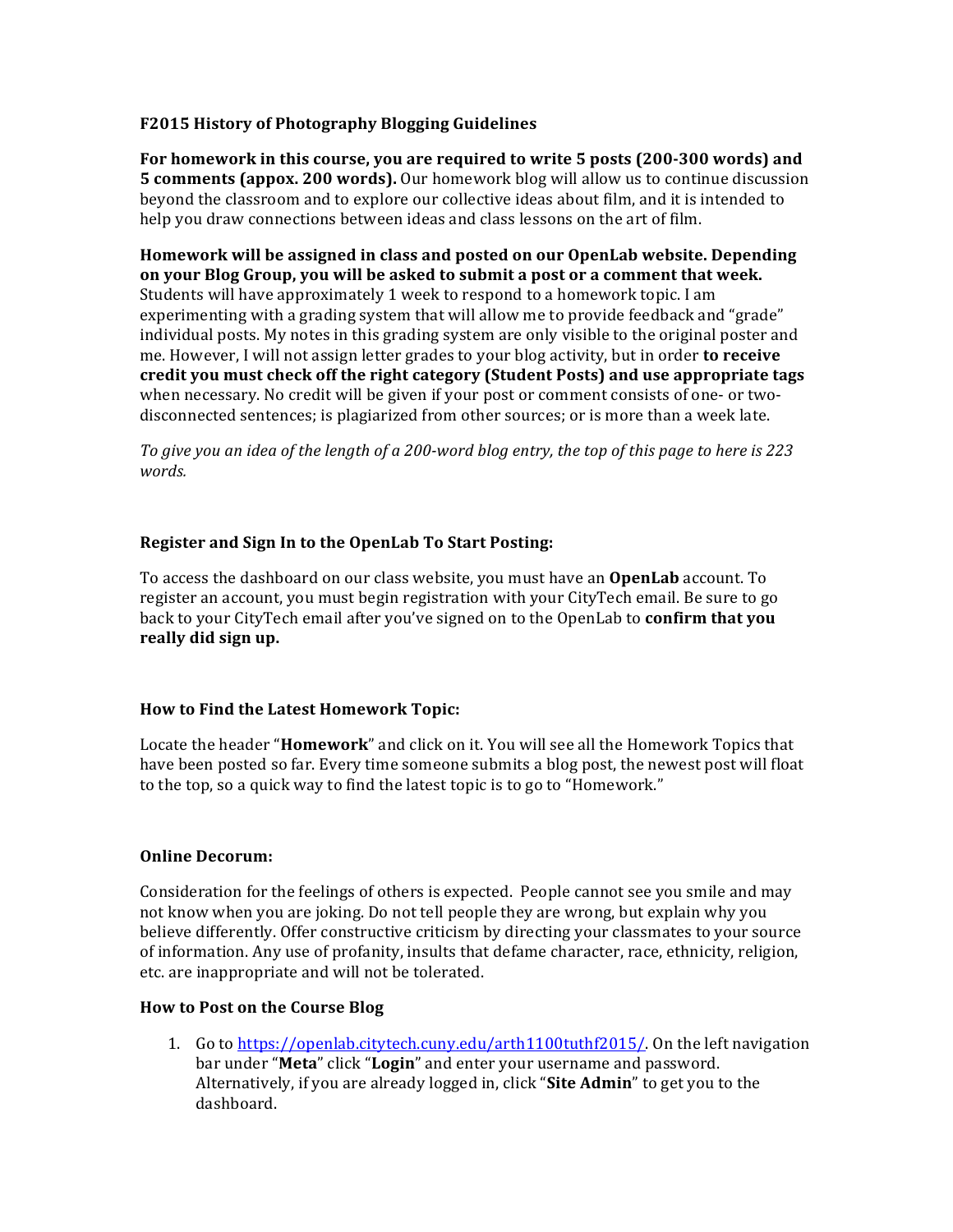**F2015 History of Photography Blogging Guidelines**

**For homework in this course, you are required to write 5 posts (200-300 words) and 5 comments (appox. 200 words).** Our homework blog will allow us to continue discussion beyond the classroom and to explore our collective ideas about film, and it is intended to help you draw connections between ideas and class lessons on the art of film.

**Homework will be assigned in class and posted on our OpenLab website. Depending on your Blog Group, you will be asked to submit a post or a comment that week.** Students will have approximately 1 week to respond to a homework topic. I am experimenting with a grading system that will allow me to provide feedback and "grade" individual posts. My notes in this grading system are only visible to the original poster and me. However, I will not assign letter grades to your blog activity, but in order **to receive credit you must check off the right category (Student Posts) and use appropriate tags** when necessary. No credit will be given if your post or comment consists of one- or two- disconnected sentences; is plagiarized from other sources; or is more than a week late.

*To give you an idea of the length of a 200-word blog entry, the top of this page to here is 223 words.*

**Register and Sign In to the OpenLab To Start Posting:**

To access the dashboard on our class website, you must have an **OpenLab** account. To register an account, you must begin registration with your CityTech email. Be sure to go back to your CityTech email after you've signed on to the OpenLab to **confirm that you really did sign up.**

**How to Find the Latest Homework Topic:**

Locate the header "**Homework**" and click on it. You will see all the Homework Topics that have been posted so far. Every time someone submits a blog post, the newest post will float to the top, so a quick way to find the latest topic is to go to "Homework."

**Online Decorum:**

Consideration for the feelings of others is expected. People cannot see you smile and may not know when you are joking. Do not tell people they are wrong, but explain why you believe differently. Offer constructive criticism by directing your classmates to your source of information. Any use of profanity, insults that defame character, race, ethnicity, religion, etc. are inappropriate and will not be tolerated.

**How to Post on the Course Blog**

1. Go to https://openlab.citytech.cuny.edu/arth1100tuthf2015/. On the left navigation bar under "**Meta**" click "**Login**" and enter your username and password. Alternatively, if you are already logged in, click "**Site Admin**" to get you to the dashboard.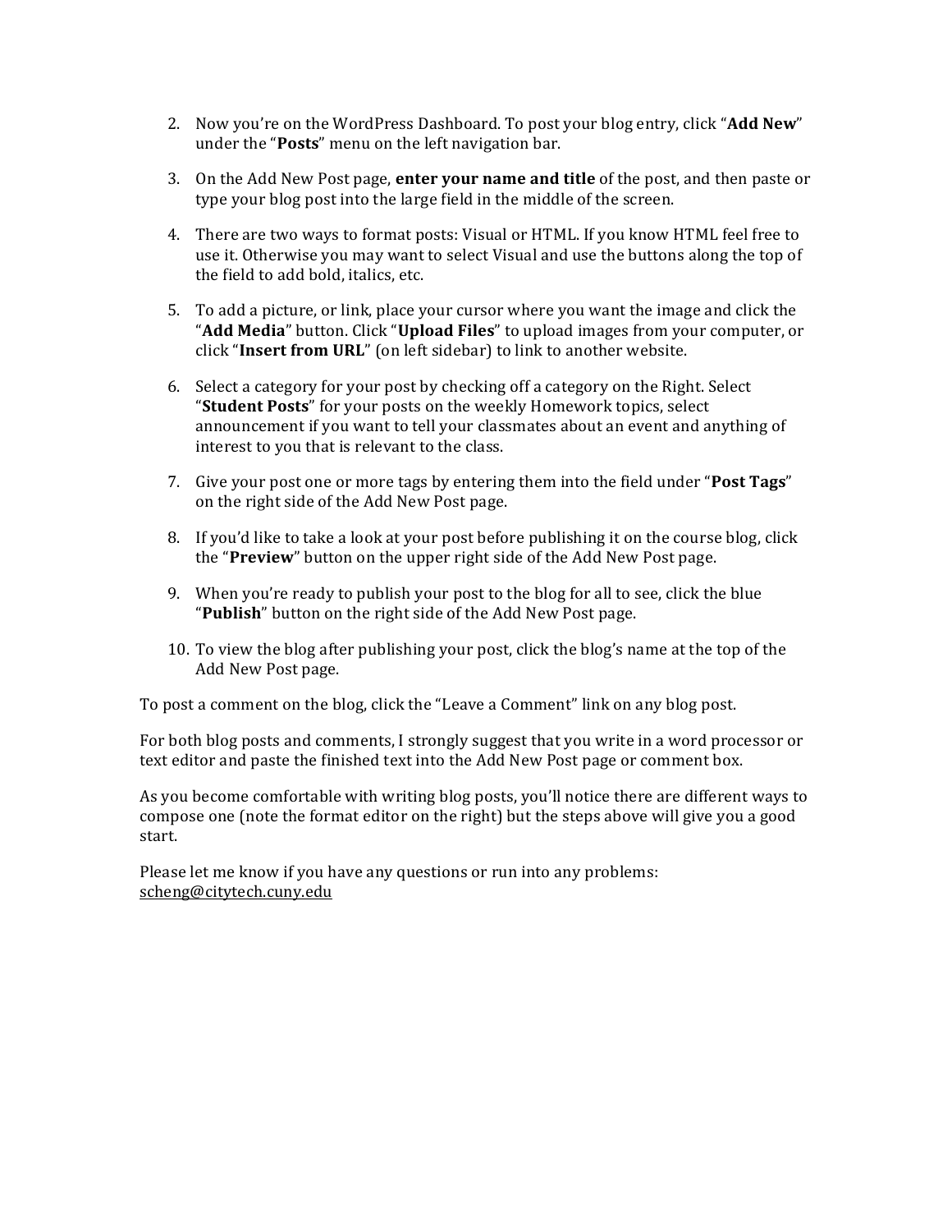2. Now you're on the WordPress Dashboard. To post your blog entry, click "**Add New**" under the "**Posts**" menu on the left navigation bar.

3. On the Add New Post page, **enter your name and title** of the post, and then paste or type your blog post into the large field in the middle of the screen.

4. There are two ways to format posts: Visual or HTML. If you know HTML feel free to use it. Otherwise you may want to select Visual and use the buttons along the top of the field to add bold, italics, etc.

5. To add a picture, or link, place your cursor where you want the image and click the "**Add Media**" button. Click "**Upload Files**" to upload images from your computer, or click "**Insert from URL**" (on left sidebar) to link to another website.

6. Select a category for your post by checking off a category on the Right. Select "**Student Posts**" for your posts on the weekly Homework topics, select announcement if you want to tell your classmates about an event and anything of interest to you that is relevant to the class.

7. Give your post one or more tags by entering them into the field under "**Post Tags**" on the right side of the Add New Post page.

8. If you'd like to take a look at your post before publishing it on the course blog, click the "**Preview**" button on the upper right side of the Add New Post page.

9. When you're ready to publish your post to the blog for all to see, click the blue "**Publish**" button on the right side of the Add New Post page.

10. To view the blog after publishing your post, click the blog's name at the top of the Add New Post page.

To post a comment on the blog, click the "Leave a Comment" link on any blog post.

For both blog posts and comments, I strongly suggest that you write in a word processor or text editor and paste the finished text into the Add New Post page or comment box.

As you become comfortable with writing blog posts, you'll notice there are different ways to compose one (note the format editor on the right) but the steps above will give you a good start.

Please let me know if you have any questions or run into any problems:
scheng@citytech.cuny.edu